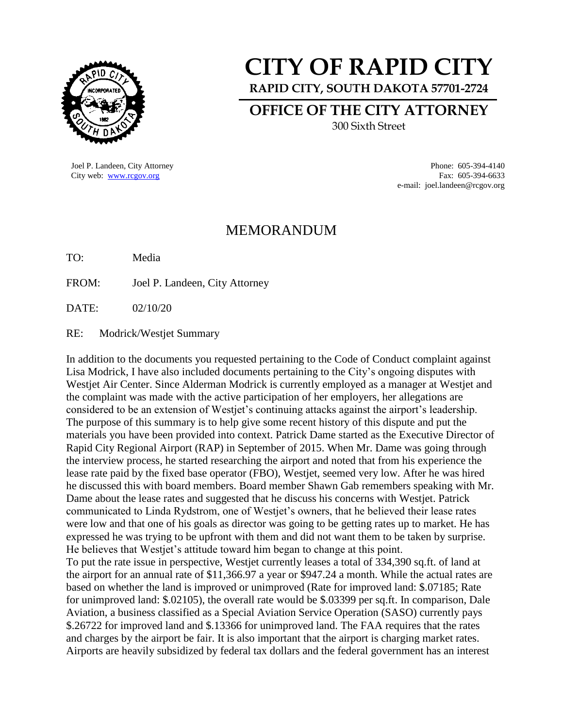# CITY OF RAPID CITY

**RAPID CITY, SOUTH DAKOTA 57701-2724**

## OFFICE OF THE CITY ATTORNEY

300 Sixth Street

Joel P. Landeen, City Attorney
City web: www.rcgov.org

Phone: 605-394-4140
Fax: 605-394-6633
e-mail: joel.landeen@rcgov.org

## MEMORANDUM

TO: Media

FROM: Joel P. Landeen, City Attorney

DATE: 02/10/20

RE: Modrick/Westjet Summary

In addition to the documents you requested pertaining to the Code of Conduct complaint against Lisa Modrick, I have also included documents pertaining to the City's ongoing disputes with Westjet Air Center. Since Alderman Modrick is currently employed as a manager at Westjet and the complaint was made with the active participation of her employers, her allegations are considered to be an extension of Westjet's continuing attacks against the airport's leadership. The purpose of this summary is to help give some recent history of this dispute and put the materials you have been provided into context. Patrick Dame started as the Executive Director of Rapid City Regional Airport (RAP) in September of 2015. When Mr. Dame was going through the interview process, he started researching the airport and noted that from his experience the lease rate paid by the fixed base operator (FBO), Westjet, seemed very low. After he was hired he discussed this with board members. Board member Shawn Gab remembers speaking with Mr. Dame about the lease rates and suggested that he discuss his concerns with Westjet. Patrick communicated to Linda Rydstrom, one of Westjet's owners, that he believed their lease rates were low and that one of his goals as director was going to be getting rates up to market. He has expressed he was trying to be upfront with them and did not want them to be taken by surprise. He believes that Westjet's attitude toward him began to change at this point.

To put the rate issue in perspective, Westjet currently leases a total of 334,390 sq.ft. of land at the airport for an annual rate of $11,366.97 a year or $947.24 a month. While the actual rates are based on whether the land is improved or unimproved (Rate for improved land: $.07185; Rate for unimproved land: $.02105), the overall rate would be $.03399 per sq.ft. In comparison, Dale Aviation, a business classified as a Special Aviation Service Operation (SASO) currently pays $.26722 for improved land and $.13366 for unimproved land. The FAA requires that the rates and charges by the airport be fair. It is also important that the airport is charging market rates. Airports are heavily subsidized by federal tax dollars and the federal government has an interest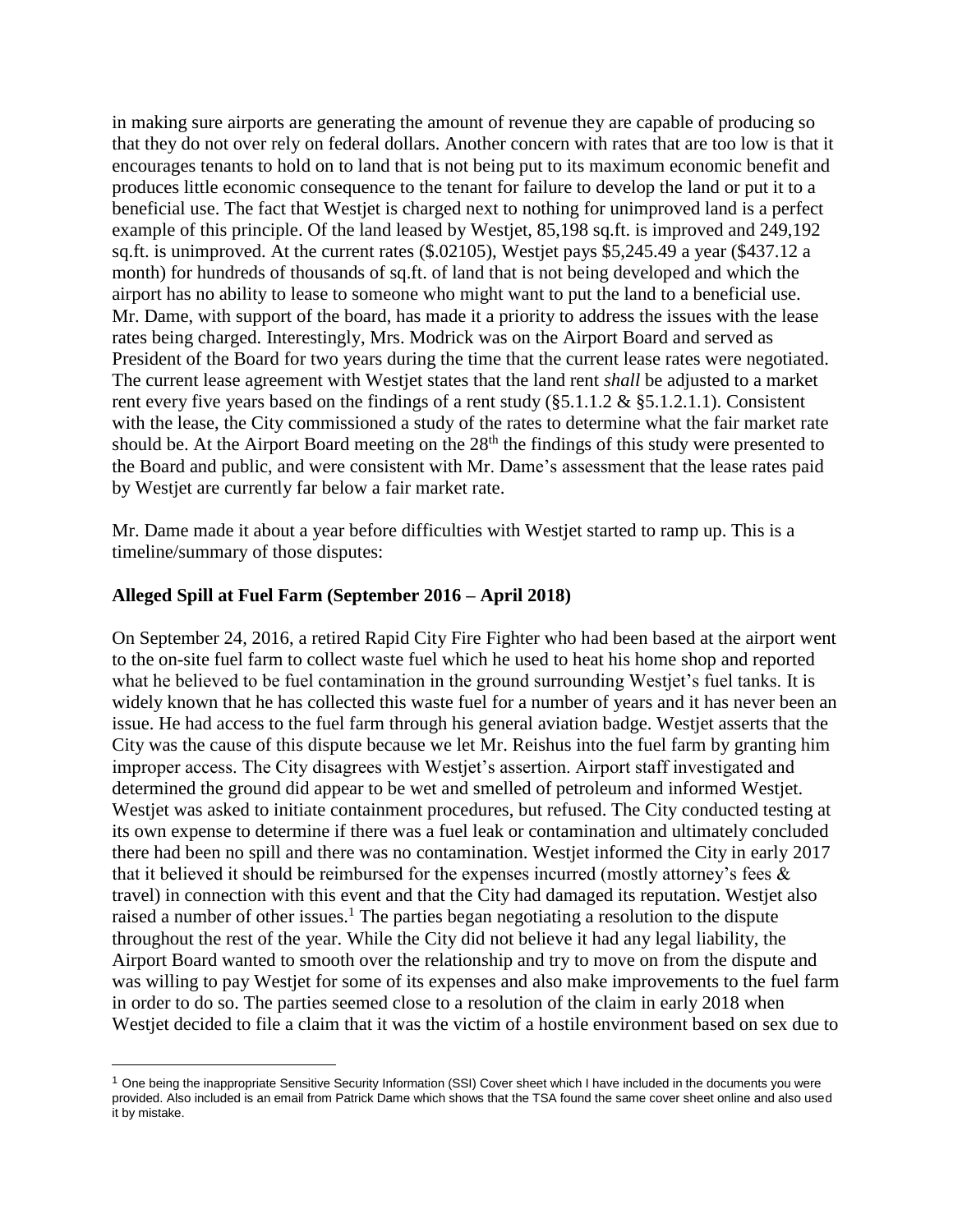in making sure airports are generating the amount of revenue they are capable of producing so that they do not over rely on federal dollars. Another concern with rates that are too low is that it encourages tenants to hold on to land that is not being put to its maximum economic benefit and produces little economic consequence to the tenant for failure to develop the land or put it to a beneficial use. The fact that Westjet is charged next to nothing for unimproved land is a perfect example of this principle. Of the land leased by Westjet, 85,198 sq.ft. is improved and 249,192 sq.ft. is unimproved. At the current rates ($.02105), Westjet pays $5,245.49 a year ($437.12 a month) for hundreds of thousands of sq.ft. of land that is not being developed and which the airport has no ability to lease to someone who might want to put the land to a beneficial use. Mr. Dame, with support of the board, has made it a priority to address the issues with the lease rates being charged. Interestingly, Mrs. Modrick was on the Airport Board and served as President of the Board for two years during the time that the current lease rates were negotiated. The current lease agreement with Westjet states that the land rent *shall* be adjusted to a market rent every five years based on the findings of a rent study (§5.1.1.2 & §5.1.2.1.1). Consistent with the lease, the City commissioned a study of the rates to determine what the fair market rate should be. At the Airport Board meeting on the 28th the findings of this study were presented to the Board and public, and were consistent with Mr. Dame's assessment that the lease rates paid by Westjet are currently far below a fair market rate.

Mr. Dame made it about a year before difficulties with Westjet started to ramp up. This is a timeline/summary of those disputes:

**Alleged Spill at Fuel Farm (September 2016 – April 2018)**

On September 24, 2016, a retired Rapid City Fire Fighter who had been based at the airport went to the on-site fuel farm to collect waste fuel which he used to heat his home shop and reported what he believed to be fuel contamination in the ground surrounding Westjet's fuel tanks. It is widely known that he has collected this waste fuel for a number of years and it has never been an issue. He had access to the fuel farm through his general aviation badge. Westjet asserts that the City was the cause of this dispute because we let Mr. Reishus into the fuel farm by granting him improper access. The City disagrees with Westjet's assertion. Airport staff investigated and determined the ground did appear to be wet and smelled of petroleum and informed Westjet. Westjet was asked to initiate containment procedures, but refused. The City conducted testing at its own expense to determine if there was a fuel leak or contamination and ultimately concluded there had been no spill and there was no contamination. Westjet informed the City in early 2017 that it believed it should be reimbursed for the expenses incurred (mostly attorney's fees & travel) in connection with this event and that the City had damaged its reputation. Westjet also raised a number of other issues.[1] The parties began negotiating a resolution to the dispute throughout the rest of the year. While the City did not believe it had any legal liability, the Airport Board wanted to smooth over the relationship and try to move on from the dispute and was willing to pay Westjet for some of its expenses and also make improvements to the fuel farm in order to do so. The parties seemed close to a resolution of the claim in early 2018 when Westjet decided to file a claim that it was the victim of a hostile environment based on sex due to

[1] One being the inappropriate Sensitive Security Information (SSI) Cover sheet which I have included in the documents you were provided. Also included is an email from Patrick Dame which shows that the TSA found the same cover sheet online and also used it by mistake.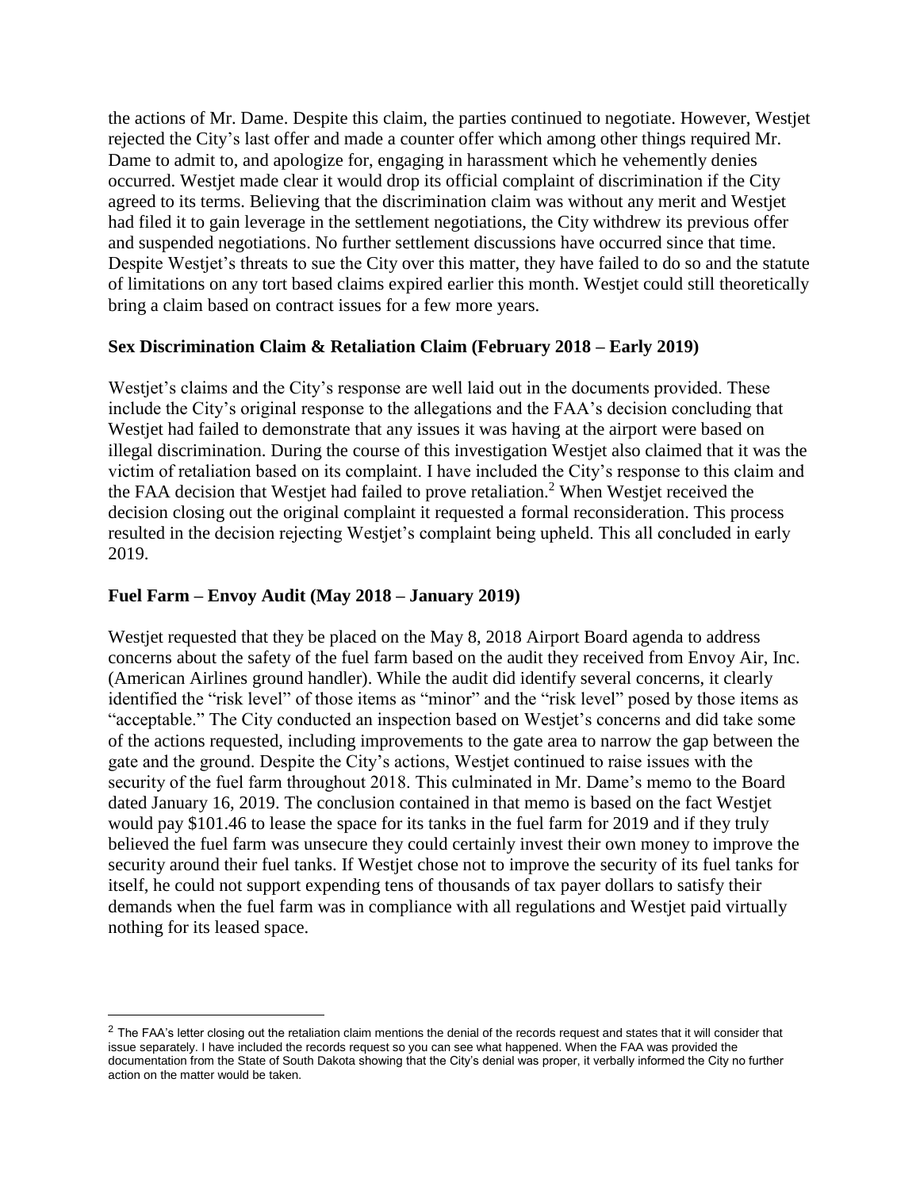the actions of Mr. Dame. Despite this claim, the parties continued to negotiate. However, Westjet rejected the City's last offer and made a counter offer which among other things required Mr. Dame to admit to, and apologize for, engaging in harassment which he vehemently denies occurred. Westjet made clear it would drop its official complaint of discrimination if the City agreed to its terms. Believing that the discrimination claim was without any merit and Westjet had filed it to gain leverage in the settlement negotiations, the City withdrew its previous offer and suspended negotiations. No further settlement discussions have occurred since that time. Despite Westjet's threats to sue the City over this matter, they have failed to do so and the statute of limitations on any tort based claims expired earlier this month. Westjet could still theoretically bring a claim based on contract issues for a few more years.

**Sex Discrimination Claim & Retaliation Claim (February 2018 – Early 2019)**

Westjet's claims and the City's response are well laid out in the documents provided. These include the City's original response to the allegations and the FAA's decision concluding that Westjet had failed to demonstrate that any issues it was having at the airport were based on illegal discrimination. During the course of this investigation Westjet also claimed that it was the victim of retaliation based on its complaint. I have included the City's response to this claim and the FAA decision that Westjet had failed to prove retaliation.[2] When Westjet received the decision closing out the original complaint it requested a formal reconsideration. This process resulted in the decision rejecting Westjet's complaint being upheld. This all concluded in early 2019.

**Fuel Farm – Envoy Audit (May 2018 – January 2019)**

Westjet requested that they be placed on the May 8, 2018 Airport Board agenda to address concerns about the safety of the fuel farm based on the audit they received from Envoy Air, Inc. (American Airlines ground handler). While the audit did identify several concerns, it clearly identified the "risk level" of those items as "minor" and the "risk level" posed by those items as "acceptable." The City conducted an inspection based on Westjet's concerns and did take some of the actions requested, including improvements to the gate area to narrow the gap between the gate and the ground. Despite the City's actions, Westjet continued to raise issues with the security of the fuel farm throughout 2018. This culminated in Mr. Dame's memo to the Board dated January 16, 2019. The conclusion contained in that memo is based on the fact Westjet would pay $101.46 to lease the space for its tanks in the fuel farm for 2019 and if they truly believed the fuel farm was unsecure they could certainly invest their own money to improve the security around their fuel tanks. If Westjet chose not to improve the security of its fuel tanks for itself, he could not support expending tens of thousands of tax payer dollars to satisfy their demands when the fuel farm was in compliance with all regulations and Westjet paid virtually nothing for its leased space.

[2] The FAA's letter closing out the retaliation claim mentions the denial of the records request and states that it will consider that issue separately. I have included the records request so you can see what happened. When the FAA was provided the documentation from the State of South Dakota showing that the City's denial was proper, it verbally informed the City no further action on the matter would be taken.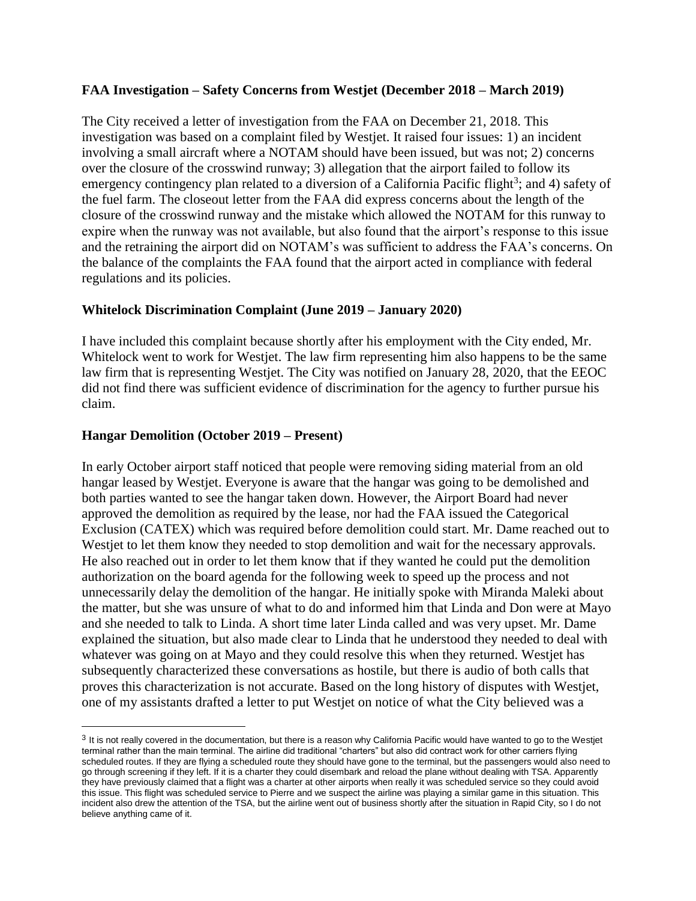**FAA Investigation – Safety Concerns from Westjet (December 2018 – March 2019)**

The City received a letter of investigation from the FAA on December 21, 2018. This investigation was based on a complaint filed by Westjet. It raised four issues: 1) an incident involving a small aircraft where a NOTAM should have been issued, but was not; 2) concerns over the closure of the crosswind runway; 3) allegation that the airport failed to follow its emergency contingency plan related to a diversion of a California Pacific flight[3]; and 4) safety of the fuel farm. The closeout letter from the FAA did express concerns about the length of the closure of the crosswind runway and the mistake which allowed the NOTAM for this runway to expire when the runway was not available, but also found that the airport's response to this issue and the retraining the airport did on NOTAM's was sufficient to address the FAA's concerns. On the balance of the complaints the FAA found that the airport acted in compliance with federal regulations and its policies.

**Whitelock Discrimination Complaint (June 2019 – January 2020)**

I have included this complaint because shortly after his employment with the City ended, Mr. Whitelock went to work for Westjet. The law firm representing him also happens to be the same law firm that is representing Westjet. The City was notified on January 28, 2020, that the EEOC did not find there was sufficient evidence of discrimination for the agency to further pursue his claim.

**Hangar Demolition (October 2019 – Present)**

In early October airport staff noticed that people were removing siding material from an old hangar leased by Westjet. Everyone is aware that the hangar was going to be demolished and both parties wanted to see the hangar taken down. However, the Airport Board had never approved the demolition as required by the lease, nor had the FAA issued the Categorical Exclusion (CATEX) which was required before demolition could start. Mr. Dame reached out to Westjet to let them know they needed to stop demolition and wait for the necessary approvals. He also reached out in order to let them know that if they wanted he could put the demolition authorization on the board agenda for the following week to speed up the process and not unnecessarily delay the demolition of the hangar. He initially spoke with Miranda Maleki about the matter, but she was unsure of what to do and informed him that Linda and Don were at Mayo and she needed to talk to Linda. A short time later Linda called and was very upset. Mr. Dame explained the situation, but also made clear to Linda that he understood they needed to deal with whatever was going on at Mayo and they could resolve this when they returned. Westjet has subsequently characterized these conversations as hostile, but there is audio of both calls that proves this characterization is not accurate. Based on the long history of disputes with Westjet, one of my assistants drafted a letter to put Westjet on notice of what the City believed was a

[3] It is not really covered in the documentation, but there is a reason why California Pacific would have wanted to go to the Westjet terminal rather than the main terminal. The airline did traditional "charters" but also did contract work for other carriers flying scheduled routes. If they are flying a scheduled route they should have gone to the terminal, but the passengers would also need to go through screening if they left. If it is a charter they could disembark and reload the plane without dealing with TSA. Apparently they have previously claimed that a flight was a charter at other airports when really it was scheduled service so they could avoid this issue. This flight was scheduled service to Pierre and we suspect the airline was playing a similar game in this situation. This incident also drew the attention of the TSA, but the airline went out of business shortly after the situation in Rapid City, so I do not believe anything came of it.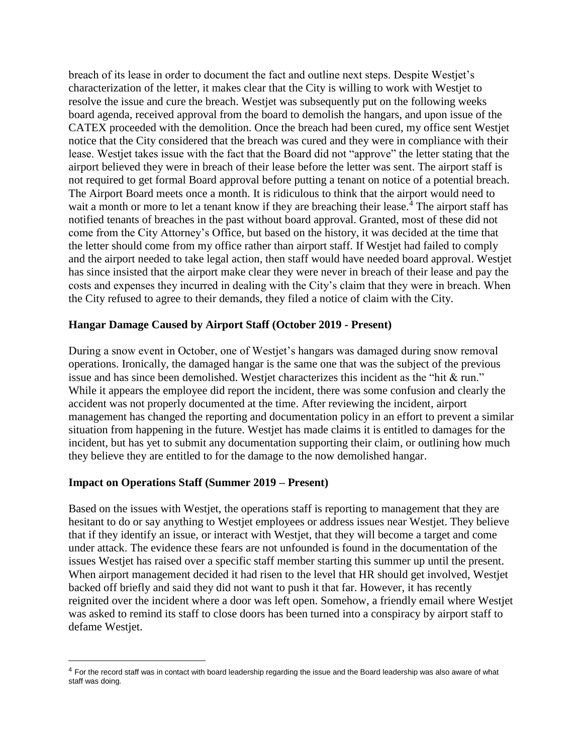breach of its lease in order to document the fact and outline next steps. Despite Westjet's characterization of the letter, it makes clear that the City is willing to work with Westjet to resolve the issue and cure the breach. Westjet was subsequently put on the following weeks board agenda, received approval from the board to demolish the hangars, and upon issue of the CATEX proceeded with the demolition. Once the breach had been cured, my office sent Westjet notice that the City considered that the breach was cured and they were in compliance with their lease. Westjet takes issue with the fact that the Board did not "approve" the letter stating that the airport believed they were in breach of their lease before the letter was sent. The airport staff is not required to get formal Board approval before putting a tenant on notice of a potential breach. The Airport Board meets once a month. It is ridiculous to think that the airport would need to wait a month or more to let a tenant know if they are breaching their lease.[4] The airport staff has notified tenants of breaches in the past without board approval. Granted, most of these did not come from the City Attorney's Office, but based on the history, it was decided at the time that the letter should come from my office rather than airport staff. If Westjet had failed to comply and the airport needed to take legal action, then staff would have needed board approval. Westjet has since insisted that the airport make clear they were never in breach of their lease and pay the costs and expenses they incurred in dealing with the City's claim that they were in breach. When the City refused to agree to their demands, they filed a notice of claim with the City.

**Hangar Damage Caused by Airport Staff (October 2019 - Present)**

During a snow event in October, one of Westjet's hangars was damaged during snow removal operations. Ironically, the damaged hangar is the same one that was the subject of the previous issue and has since been demolished. Westjet characterizes this incident as the "hit & run." While it appears the employee did report the incident, there was some confusion and clearly the accident was not properly documented at the time. After reviewing the incident, airport management has changed the reporting and documentation policy in an effort to prevent a similar situation from happening in the future. Westjet has made claims it is entitled to damages for the incident, but has yet to submit any documentation supporting their claim, or outlining how much they believe they are entitled to for the damage to the now demolished hangar.

**Impact on Operations Staff (Summer 2019 – Present)**

Based on the issues with Westjet, the operations staff is reporting to management that they are hesitant to do or say anything to Westjet employees or address issues near Westjet. They believe that if they identify an issue, or interact with Westjet, that they will become a target and come under attack. The evidence these fears are not unfounded is found in the documentation of the issues Westjet has raised over a specific staff member starting this summer up until the present. When airport management decided it had risen to the level that HR should get involved, Westjet backed off briefly and said they did not want to push it that far. However, it has recently reignited over the incident where a door was left open. Somehow, a friendly email where Westjet was asked to remind its staff to close doors has been turned into a conspiracy by airport staff to defame Westjet.

---

[4] For the record staff was in contact with board leadership regarding the issue and the Board leadership was also aware of what staff was doing.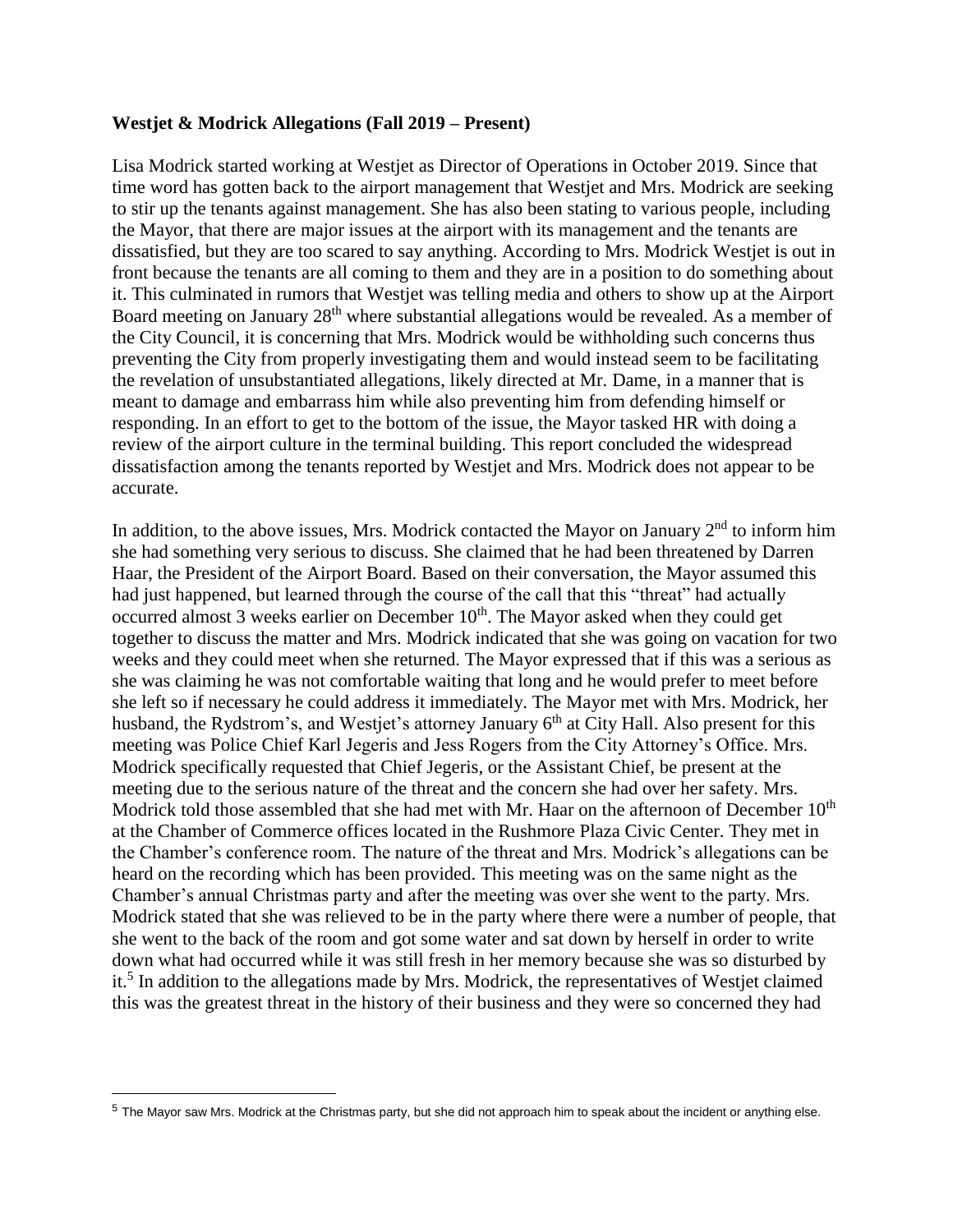**Westjet & Modrick Allegations (Fall 2019 – Present)**

Lisa Modrick started working at Westjet as Director of Operations in October 2019. Since that time word has gotten back to the airport management that Westjet and Mrs. Modrick are seeking to stir up the tenants against management. She has also been stating to various people, including the Mayor, that there are major issues at the airport with its management and the tenants are dissatisfied, but they are too scared to say anything. According to Mrs. Modrick Westjet is out in front because the tenants are all coming to them and they are in a position to do something about it. This culminated in rumors that Westjet was telling media and others to show up at the Airport Board meeting on January 28th where substantial allegations would be revealed. As a member of the City Council, it is concerning that Mrs. Modrick would be withholding such concerns thus preventing the City from properly investigating them and would instead seem to be facilitating the revelation of unsubstantiated allegations, likely directed at Mr. Dame, in a manner that is meant to damage and embarrass him while also preventing him from defending himself or responding. In an effort to get to the bottom of the issue, the Mayor tasked HR with doing a review of the airport culture in the terminal building. This report concluded the widespread dissatisfaction among the tenants reported by Westjet and Mrs. Modrick does not appear to be accurate.

In addition, to the above issues, Mrs. Modrick contacted the Mayor on January 2nd to inform him she had something very serious to discuss. She claimed that he had been threatened by Darren Haar, the President of the Airport Board. Based on their conversation, the Mayor assumed this had just happened, but learned through the course of the call that this "threat" had actually occurred almost 3 weeks earlier on December 10th. The Mayor asked when they could get together to discuss the matter and Mrs. Modrick indicated that she was going on vacation for two weeks and they could meet when she returned. The Mayor expressed that if this was a serious as she was claiming he was not comfortable waiting that long and he would prefer to meet before she left so if necessary he could address it immediately. The Mayor met with Mrs. Modrick, her husband, the Rydstrom's, and Westjet's attorney January 6th at City Hall. Also present for this meeting was Police Chief Karl Jegeris and Jess Rogers from the City Attorney's Office. Mrs. Modrick specifically requested that Chief Jegeris, or the Assistant Chief, be present at the meeting due to the serious nature of the threat and the concern she had over her safety. Mrs. Modrick told those assembled that she had met with Mr. Haar on the afternoon of December 10th at the Chamber of Commerce offices located in the Rushmore Plaza Civic Center. They met in the Chamber's conference room. The nature of the threat and Mrs. Modrick's allegations can be heard on the recording which has been provided. This meeting was on the same night as the Chamber's annual Christmas party and after the meeting was over she went to the party. Mrs. Modrick stated that she was relieved to be in the party where there were a number of people, that she went to the back of the room and got some water and sat down by herself in order to write down what had occurred while it was still fresh in her memory because she was so disturbed by it.[5] In addition to the allegations made by Mrs. Modrick, the representatives of Westjet claimed this was the greatest threat in the history of their business and they were so concerned they had

---

[5] The Mayor saw Mrs. Modrick at the Christmas party, but she did not approach him to speak about the incident or anything else.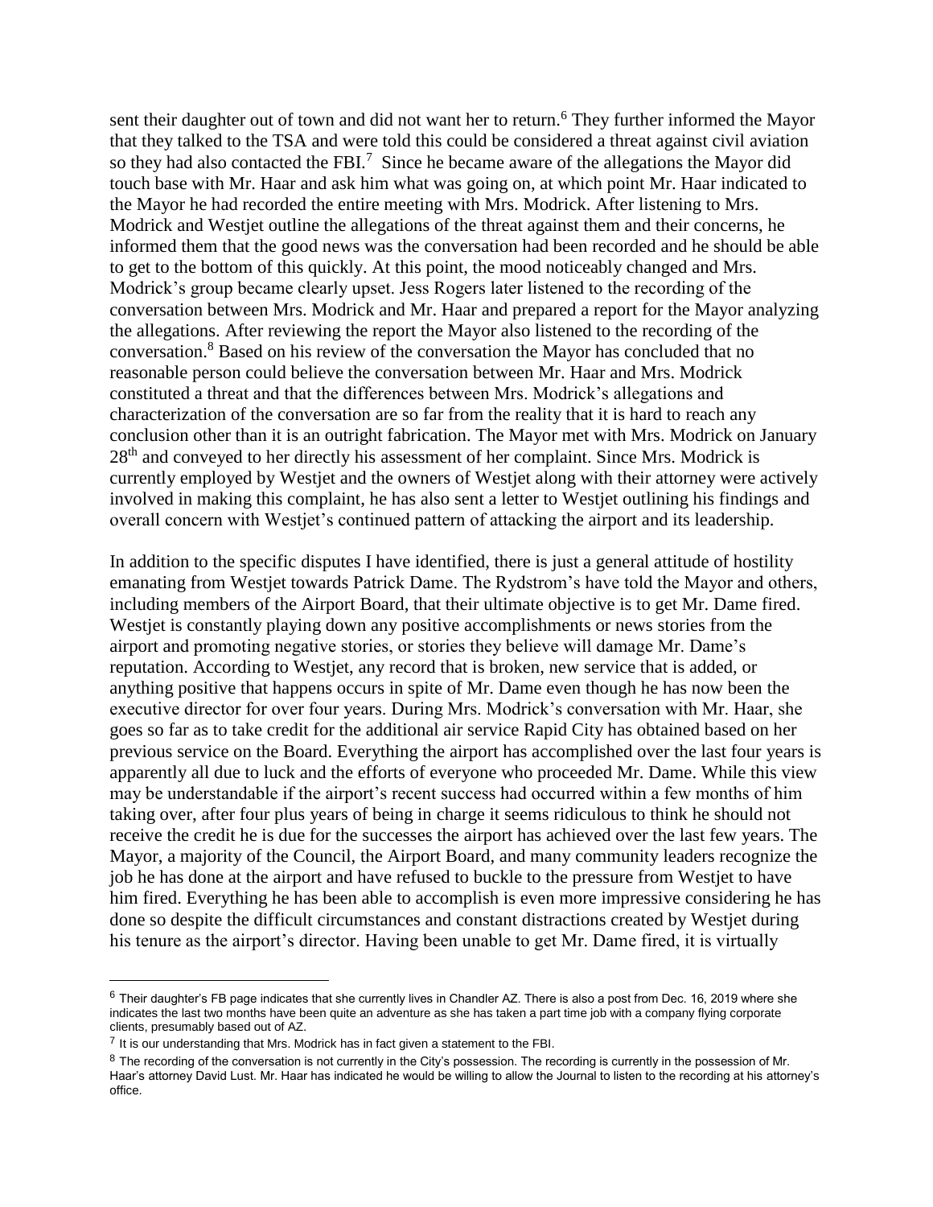sent their daughter out of town and did not want her to return.[6] They further informed the Mayor that they talked to the TSA and were told this could be considered a threat against civil aviation so they had also contacted the FBI.[7] Since he became aware of the allegations the Mayor did touch base with Mr. Haar and ask him what was going on, at which point Mr. Haar indicated to the Mayor he had recorded the entire meeting with Mrs. Modrick. After listening to Mrs. Modrick and Westjet outline the allegations of the threat against them and their concerns, he informed them that the good news was the conversation had been recorded and he should be able to get to the bottom of this quickly. At this point, the mood noticeably changed and Mrs. Modrick's group became clearly upset. Jess Rogers later listened to the recording of the conversation between Mrs. Modrick and Mr. Haar and prepared a report for the Mayor analyzing the allegations. After reviewing the report the Mayor also listened to the recording of the conversation.[8] Based on his review of the conversation the Mayor has concluded that no reasonable person could believe the conversation between Mr. Haar and Mrs. Modrick constituted a threat and that the differences between Mrs. Modrick's allegations and characterization of the conversation are so far from the reality that it is hard to reach any conclusion other than it is an outright fabrication. The Mayor met with Mrs. Modrick on January 28th and conveyed to her directly his assessment of her complaint. Since Mrs. Modrick is currently employed by Westjet and the owners of Westjet along with their attorney were actively involved in making this complaint, he has also sent a letter to Westjet outlining his findings and overall concern with Westjet's continued pattern of attacking the airport and its leadership.

In addition to the specific disputes I have identified, there is just a general attitude of hostility emanating from Westjet towards Patrick Dame. The Rydstrom's have told the Mayor and others, including members of the Airport Board, that their ultimate objective is to get Mr. Dame fired. Westjet is constantly playing down any positive accomplishments or news stories from the airport and promoting negative stories, or stories they believe will damage Mr. Dame's reputation. According to Westjet, any record that is broken, new service that is added, or anything positive that happens occurs in spite of Mr. Dame even though he has now been the executive director for over four years. During Mrs. Modrick's conversation with Mr. Haar, she goes so far as to take credit for the additional air service Rapid City has obtained based on her previous service on the Board. Everything the airport has accomplished over the last four years is apparently all due to luck and the efforts of everyone who proceeded Mr. Dame. While this view may be understandable if the airport's recent success had occurred within a few months of him taking over, after four plus years of being in charge it seems ridiculous to think he should not receive the credit he is due for the successes the airport has achieved over the last few years. The Mayor, a majority of the Council, the Airport Board, and many community leaders recognize the job he has done at the airport and have refused to buckle to the pressure from Westjet to have him fired. Everything he has been able to accomplish is even more impressive considering he has done so despite the difficult circumstances and constant distractions created by Westjet during his tenure as the airport's director. Having been unable to get Mr. Dame fired, it is virtually

---

[6] Their daughter's FB page indicates that she currently lives in Chandler AZ. There is also a post from Dec. 16, 2019 where she indicates the last two months have been quite an adventure as she has taken a part time job with a company flying corporate clients, presumably based out of AZ.

[7] It is our understanding that Mrs. Modrick has in fact given a statement to the FBI.

[8] The recording of the conversation is not currently in the City's possession. The recording is currently in the possession of Mr. Haar's attorney David Lust. Mr. Haar has indicated he would be willing to allow the Journal to listen to the recording at his attorney's office.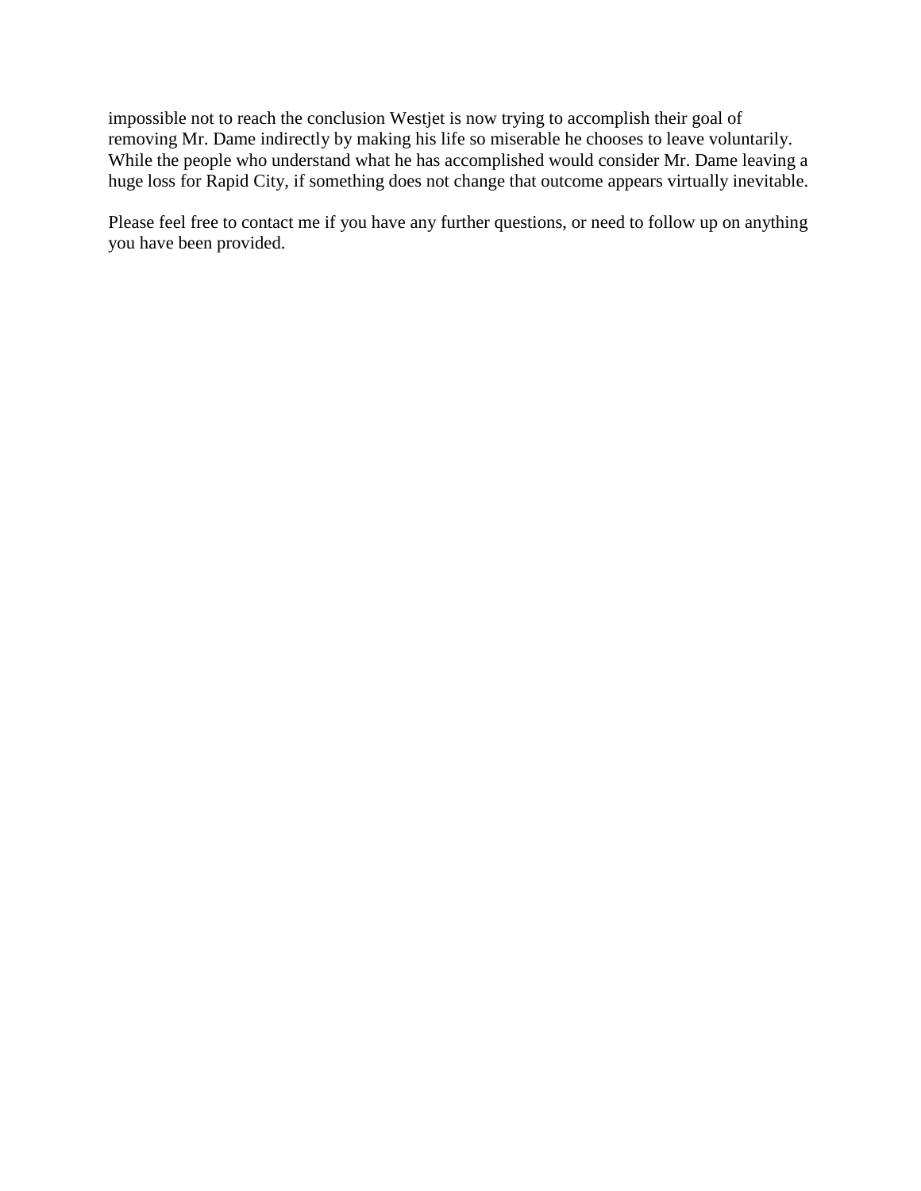impossible not to reach the conclusion Westjet is now trying to accomplish their goal of removing Mr. Dame indirectly by making his life so miserable he chooses to leave voluntarily. While the people who understand what he has accomplished would consider Mr. Dame leaving a huge loss for Rapid City, if something does not change that outcome appears virtually inevitable.

Please feel free to contact me if you have any further questions, or need to follow up on anything you have been provided.